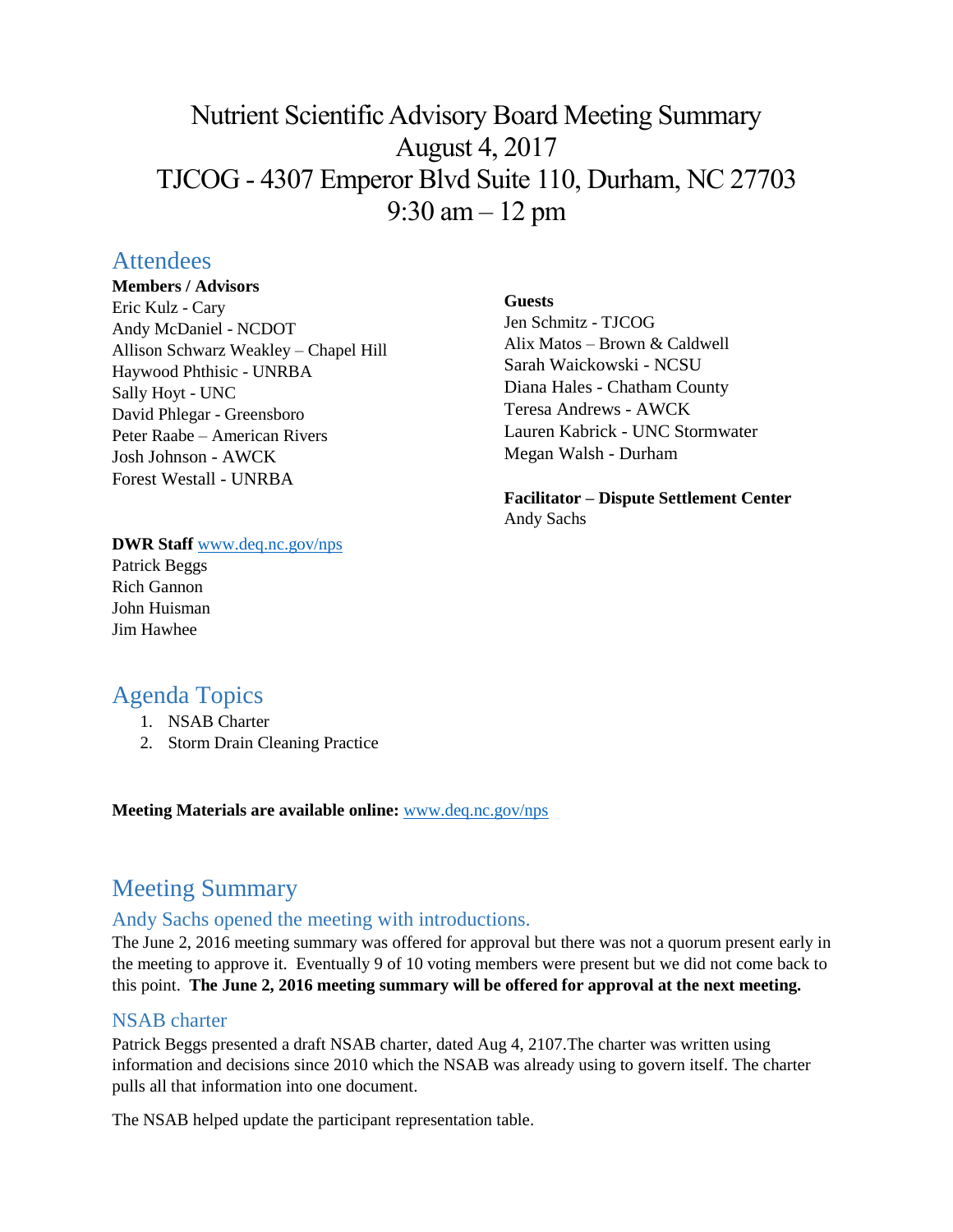# Nutrient Scientific Advisory Board Meeting Summary
# August 4, 2017
# TJCOG - 4307 Emperor Blvd Suite 110, Durham, NC 27703
# 9:30 am – 12 pm

## Attendees

**Members / Advisors**
Eric Kulz - Cary
Andy McDaniel - NCDOT
Allison Schwarz Weakley – Chapel Hill
Haywood Phthisic - UNRBA
Sally Hoyt - UNC
David Phlegar - Greensboro
Peter Raabe – American Rivers
Josh Johnson - AWCK
Forest Westall - UNRBA

**Guests**
Jen Schmitz - TJCOG
Alix Matos – Brown & Caldwell
Sarah Waickowski - NCSU
Diana Hales - Chatham County
Teresa Andrews - AWCK
Lauren Kabrick - UNC Stormwater
Megan Walsh - Durham

**Facilitator – Dispute Settlement Center**
Andy Sachs

**DWR Staff** www.deq.nc.gov/nps
Patrick Beggs
Rich Gannon
John Huisman
Jim Hawhee

## Agenda Topics

1. NSAB Charter
2. Storm Drain Cleaning Practice

**Meeting Materials are available online:** www.deq.nc.gov/nps

## Meeting Summary

### Andy Sachs opened the meeting with introductions.

The June 2, 2016 meeting summary was offered for approval but there was not a quorum present early in the meeting to approve it. Eventually 9 of 10 voting members were present but we did not come back to this point. **The June 2, 2016 meeting summary will be offered for approval at the next meeting.**

### NSAB charter

Patrick Beggs presented a draft NSAB charter, dated Aug 4, 2107.The charter was written using information and decisions since 2010 which the NSAB was already using to govern itself. The charter pulls all that information into one document.

The NSAB helped update the participant representation table.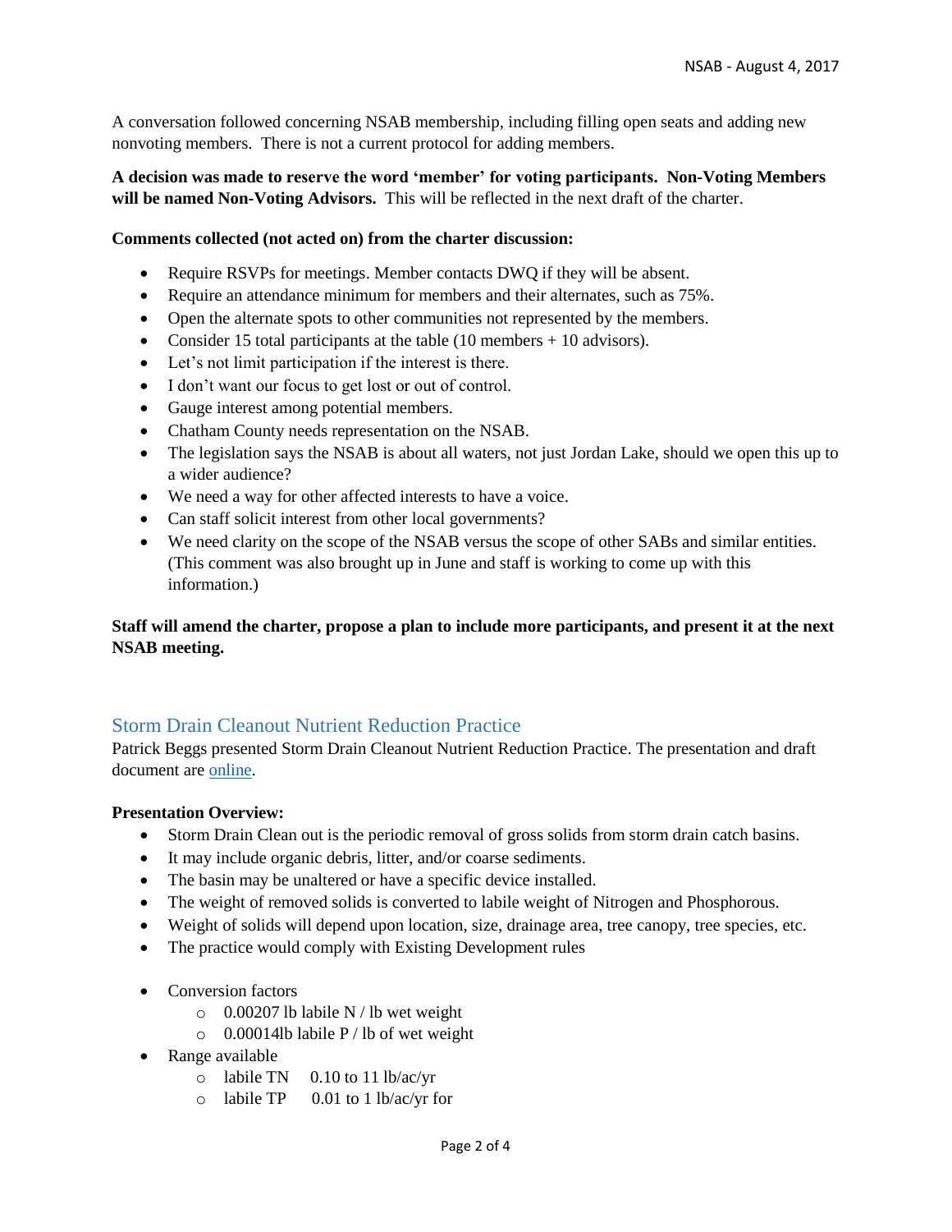A conversation followed concerning NSAB membership, including filling open seats and adding new nonvoting members. There is not a current protocol for adding members.

**A decision was made to reserve the word 'member' for voting participants. Non-Voting Members will be named Non-Voting Advisors.** This will be reflected in the next draft of the charter.

**Comments collected (not acted on) from the charter discussion:**

- Require RSVPs for meetings. Member contacts DWQ if they will be absent.
- Require an attendance minimum for members and their alternates, such as 75%.
- Open the alternate spots to other communities not represented by the members.
- Consider 15 total participants at the table (10 members + 10 advisors).
- Let's not limit participation if the interest is there.
- I don't want our focus to get lost or out of control.
- Gauge interest among potential members.
- Chatham County needs representation on the NSAB.
- The legislation says the NSAB is about all waters, not just Jordan Lake, should we open this up to a wider audience?
- We need a way for other affected interests to have a voice.
- Can staff solicit interest from other local governments?
- We need clarity on the scope of the NSAB versus the scope of other SABs and similar entities. (This comment was also brought up in June and staff is working to come up with this information.)

**Staff will amend the charter, propose a plan to include more participants, and present it at the next NSAB meeting.**

## Storm Drain Cleanout Nutrient Reduction Practice

Patrick Beggs presented Storm Drain Cleanout Nutrient Reduction Practice. The presentation and draft document are online.

**Presentation Overview:**

- Storm Drain Clean out is the periodic removal of gross solids from storm drain catch basins.
- It may include organic debris, litter, and/or coarse sediments.
- The basin may be unaltered or have a specific device installed.
- The weight of removed solids is converted to labile weight of Nitrogen and Phosphorous.
- Weight of solids will depend upon location, size, drainage area, tree canopy, tree species, etc.
- The practice would comply with Existing Development rules

- Conversion factors
  - 0.00207 lb labile N / lb wet weight
  - 0.00014lb labile P / lb of wet weight
- Range available
  - labile TN 0.10 to 11 lb/ac/yr
  - labile TP 0.01 to 1 lb/ac/yr for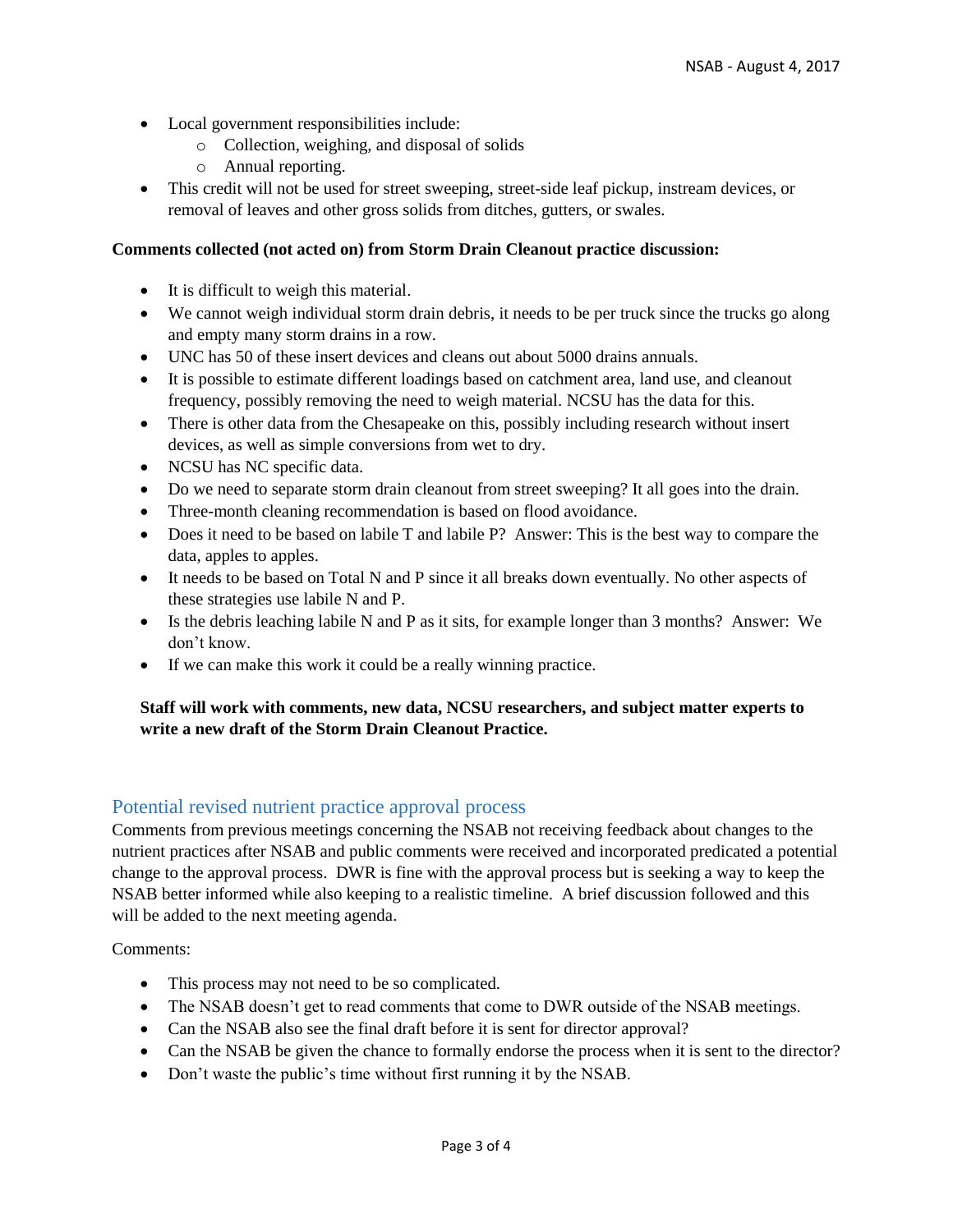- Local government responsibilities include:
  - Collection, weighing, and disposal of solids
  - Annual reporting.
- This credit will not be used for street sweeping, street-side leaf pickup, instream devices, or removal of leaves and other gross solids from ditches, gutters, or swales.

**Comments collected (not acted on) from Storm Drain Cleanout practice discussion:**

- It is difficult to weigh this material.
- We cannot weigh individual storm drain debris, it needs to be per truck since the trucks go along and empty many storm drains in a row.
- UNC has 50 of these insert devices and cleans out about 5000 drains annuals.
- It is possible to estimate different loadings based on catchment area, land use, and cleanout frequency, possibly removing the need to weigh material. NCSU has the data for this.
- There is other data from the Chesapeake on this, possibly including research without insert devices, as well as simple conversions from wet to dry.
- NCSU has NC specific data.
- Do we need to separate storm drain cleanout from street sweeping? It all goes into the drain.
- Three-month cleaning recommendation is based on flood avoidance.
- Does it need to be based on labile T and labile P? Answer: This is the best way to compare the data, apples to apples.
- It needs to be based on Total N and P since it all breaks down eventually. No other aspects of these strategies use labile N and P.
- Is the debris leaching labile N and P as it sits, for example longer than 3 months? Answer: We don't know.
- If we can make this work it could be a really winning practice.

**Staff will work with comments, new data, NCSU researchers, and subject matter experts to write a new draft of the Storm Drain Cleanout Practice.**

## Potential revised nutrient practice approval process

Comments from previous meetings concerning the NSAB not receiving feedback about changes to the nutrient practices after NSAB and public comments were received and incorporated predicated a potential change to the approval process. DWR is fine with the approval process but is seeking a way to keep the NSAB better informed while also keeping to a realistic timeline. A brief discussion followed and this will be added to the next meeting agenda.

Comments:

- This process may not need to be so complicated.
- The NSAB doesn't get to read comments that come to DWR outside of the NSAB meetings.
- Can the NSAB also see the final draft before it is sent for director approval?
- Can the NSAB be given the chance to formally endorse the process when it is sent to the director?
- Don't waste the public's time without first running it by the NSAB.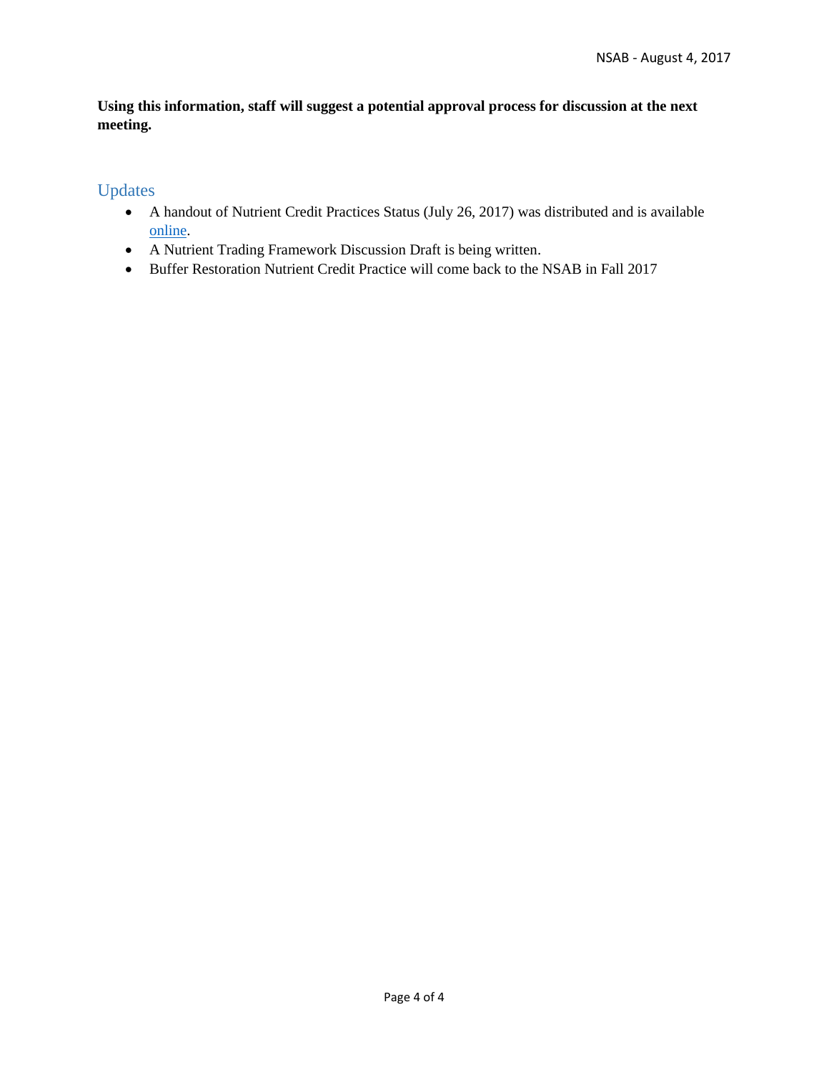**Using this information, staff will suggest a potential approval process for discussion at the next meeting.**

## Updates

- A handout of Nutrient Credit Practices Status (July 26, 2017) was distributed and is available online.
- A Nutrient Trading Framework Discussion Draft is being written.
- Buffer Restoration Nutrient Credit Practice will come back to the NSAB in Fall 2017